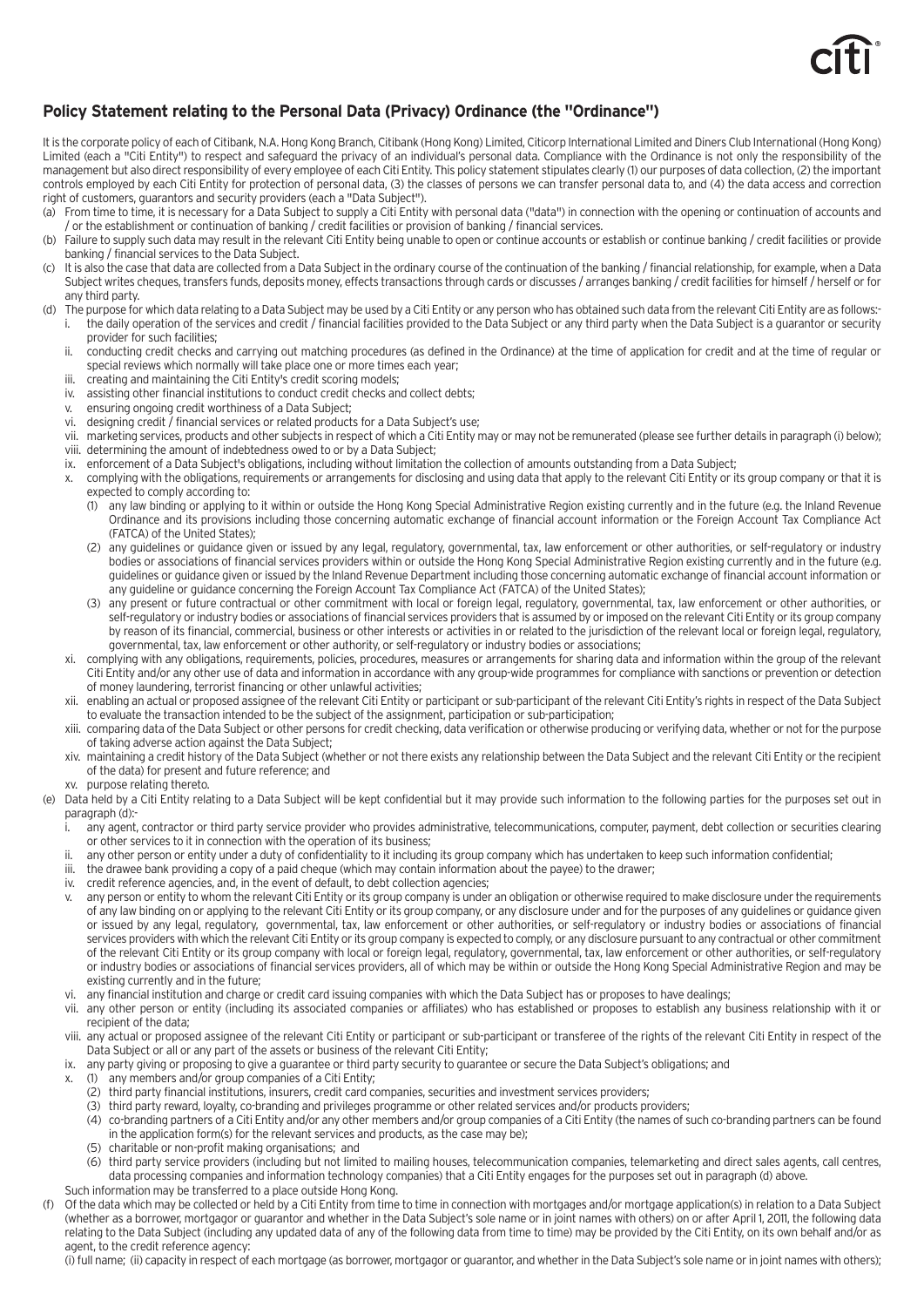## Policy Statement relating to the Personal Data (Privacy) Ordinance (the "Ordinance")

It is the corporate policy of each of Citibank, N.A. Hong Kong Branch, Citibank (Hong Kong) Limited, Citicorp International Limited and Diners Club International (Hong Kong) Limited (each a "Citi Entity") to respect and safeguard the privacy of an individual's personal data. Compliance with the Ordinance is not only the responsibility of the management but also direct responsibility of every employee of each Citi Entity. This policy statement stipulates clearly (1) our purposes of data collection, (2) the important controls employed by each Citi Entity for protection of personal data, (3) the classes of persons we can transfer personal data to, and (4) the data access and correction right of customers, guarantors and security providers (each a "Data Subject").

(a) From time to time, it is necessary for a Data Subject to supply a Citi Entity with personal data ("data") in connection with the opening or continuation of accounts and / or the establishment or continuation of banking / credit facilities or provision of banking / financial services.

(b) Failure to supply such data may result in the relevant Citi Entity being unable to open or continue accounts or establish or continue banking / credit facilities or provide banking / financial services to the Data Subject.

(c) It is also the case that data are collected from a Data Subject in the ordinary course of the continuation of the banking / financial relationship, for example, when a Data Subject writes cheques, transfers funds, deposits money, effects transactions through cards or discusses / arranges banking / credit facilities for himself / herself or for any third party.

(d) The purpose for which data relating to a Data Subject may be used by a Citi Entity or any person who has obtained such data from the relevant Citi Entity are as follows:-
   i. the daily operation of the services and credit / financial facilities provided to the Data Subject or any third party when the Data Subject is a guarantor or security provider for such facilities;
   ii. conducting credit checks and carrying out matching procedures (as defined in the Ordinance) at the time of application for credit and at the time of regular or special reviews which normally will take place one or more times each year;
   iii. creating and maintaining the Citi Entity's credit scoring models;
   iv. assisting other financial institutions to conduct credit checks and collect debts;
   v. ensuring ongoing credit worthiness of a Data Subject;
   vi. designing credit / financial services or related products for a Data Subject's use;
   vii. marketing services, products and other subjects in respect of which a Citi Entity may or may not be remunerated (please see further details in paragraph (i) below);
   viii. determining the amount of indebtedness owed to or by a Data Subject;
   ix. enforcement of a Data Subject's obligations, including without limitation the collection of amounts outstanding from a Data Subject;
   x. complying with the obligations, requirements or arrangements for disclosing and using data that apply to the relevant Citi Entity or its group company or that it is expected to comply according to:
      (1) any law binding or applying to it within or outside the Hong Kong Special Administrative Region existing currently and in the future (e.g. the Inland Revenue Ordinance and its provisions including those concerning automatic exchange of financial account information or the Foreign Account Tax Compliance Act (FATCA) of the United States);
      (2) any guidelines or guidance given or issued by any legal, regulatory, governmental, tax, law enforcement or other authorities, or self-regulatory or industry bodies or associations of financial services providers within or outside the Hong Kong Special Administrative Region existing currently and in the future (e.g. guidelines or guidance given or issued by the Inland Revenue Department including those concerning automatic exchange of financial account information or any guideline or guidance concerning the Foreign Account Tax Compliance Act (FATCA) of the United States);
      (3) any present or future contractual or other commitment with local or foreign legal, regulatory, governmental, tax, law enforcement or other authorities, or self-regulatory or industry bodies or associations of financial services providers that is assumed by or imposed on the relevant Citi Entity or its group company by reason of its financial, commercial, business or other interests or activities in or related to the jurisdiction of the relevant local or foreign legal, regulatory, governmental, tax, law enforcement or other authority, or self-regulatory or industry bodies or associations;
   xi. complying with any obligations, requirements, policies, procedures, measures or arrangements for sharing data and information within the group of the relevant Citi Entity and/or any other use of data and information in accordance with any group-wide programmes for compliance with sanctions or prevention or detection of money laundering, terrorist financing or other unlawful activities;
   xii. enabling an actual or proposed assignee of the relevant Citi Entity or participant or sub-participant of the relevant Citi Entity's rights in respect of the Data Subject to evaluate the transaction intended to be the subject of the assignment, participation or sub-participation;
   xiii. comparing data of the Data Subject or other persons for credit checking, data verification or otherwise producing or verifying data, whether or not for the purpose of taking adverse action against the Data Subject;
   xiv. maintaining a credit history of the Data Subject (whether or not there exists any relationship between the Data Subject and the relevant Citi Entity or the recipient of the data) for present and future reference; and
   xv. purpose relating thereto.

(e) Data held by a Citi Entity relating to a Data Subject will be kept confidential but it may provide such information to the following parties for the purposes set out in paragraph (d):-
   i. any agent, contractor or third party service provider who provides administrative, telecommunications, computer, payment, debt collection or securities clearing or other services to it in connection with the operation of its business;
   ii. any other person or entity under a duty of confidentiality to it including its group company which has undertaken to keep such information confidential;
   iii. the drawee bank providing a copy of a paid cheque (which may contain information about the payee) to the drawer;
   iv. credit reference agencies, and, in the event of default, to debt collection agencies;
   v. any person or entity to whom the relevant Citi Entity or its group company is under an obligation or otherwise required to make disclosure under the requirements of any law binding on or applying to the relevant Citi Entity or its group company, or any disclosure under and for the purposes of any guidelines or guidance given or issued by any legal, regulatory, governmental, tax, law enforcement or other authorities, or self-regulatory or industry bodies or associations of financial services providers with which the relevant Citi Entity or its group company is expected to comply, or any disclosure pursuant to any contractual or other commitment of the relevant Citi Entity or its group company with local or foreign legal, regulatory, governmental, tax, law enforcement or other authorities, or self-regulatory or industry bodies or associations of financial services providers, all of which may be within or outside the Hong Kong Special Administrative Region and may be existing currently and in the future;
   vi. any financial institution and charge or credit card issuing companies with which the Data Subject has or proposes to have dealings;
   vii. any other person or entity (including its associated companies or affiliates) who has established or proposes to establish any business relationship with it or recipient of the data;
   viii. any actual or proposed assignee of the relevant Citi Entity or participant or sub-participant or transferee of the rights of the relevant Citi Entity in respect of the Data Subject or all or any part of the assets or business of the relevant Citi Entity;
   ix. any party giving or proposing to give a guarantee or third party security to guarantee or secure the Data Subject's obligations; and
   x. (1) any members and/or group companies of a Citi Entity;
      (2) third party financial institutions, insurers, credit card companies, securities and investment services providers;
      (3) third party reward, loyalty, co-branding and privileges programme or other related services and/or products providers;
      (4) co-branding partners of a Citi Entity and/or any other members and/or group companies of a Citi Entity (the names of such co-branding partners can be found in the application form(s) for the relevant services and products, as the case may be);
      (5) charitable or non-profit making organisations; and
      (6) third party service providers (including but not limited to mailing houses, telecommunication companies, telemarketing and direct sales agents, call centres, data processing companies and information technology companies) that a Citi Entity engages for the purposes set out in paragraph (d) above.

   Such information may be transferred to a place outside Hong Kong.

(f) Of the data which may be collected or held by a Citi Entity from time to time in connection with mortgages and/or mortgage application(s) in relation to a Data Subject (whether as a borrower, mortgagor or guarantor and whether in the Data Subject's sole name or in joint names with others) on or after April 1, 2011, the following data relating to the Data Subject (including any updated data of any of the following data from time to time) may be provided by the Citi Entity, on its own behalf and/or as agent, to the credit reference agency:

   (i) full name; (ii) capacity in respect of each mortgage (as borrower, mortgagor or guarantor, and whether in the Data Subject's sole name or in joint names with others);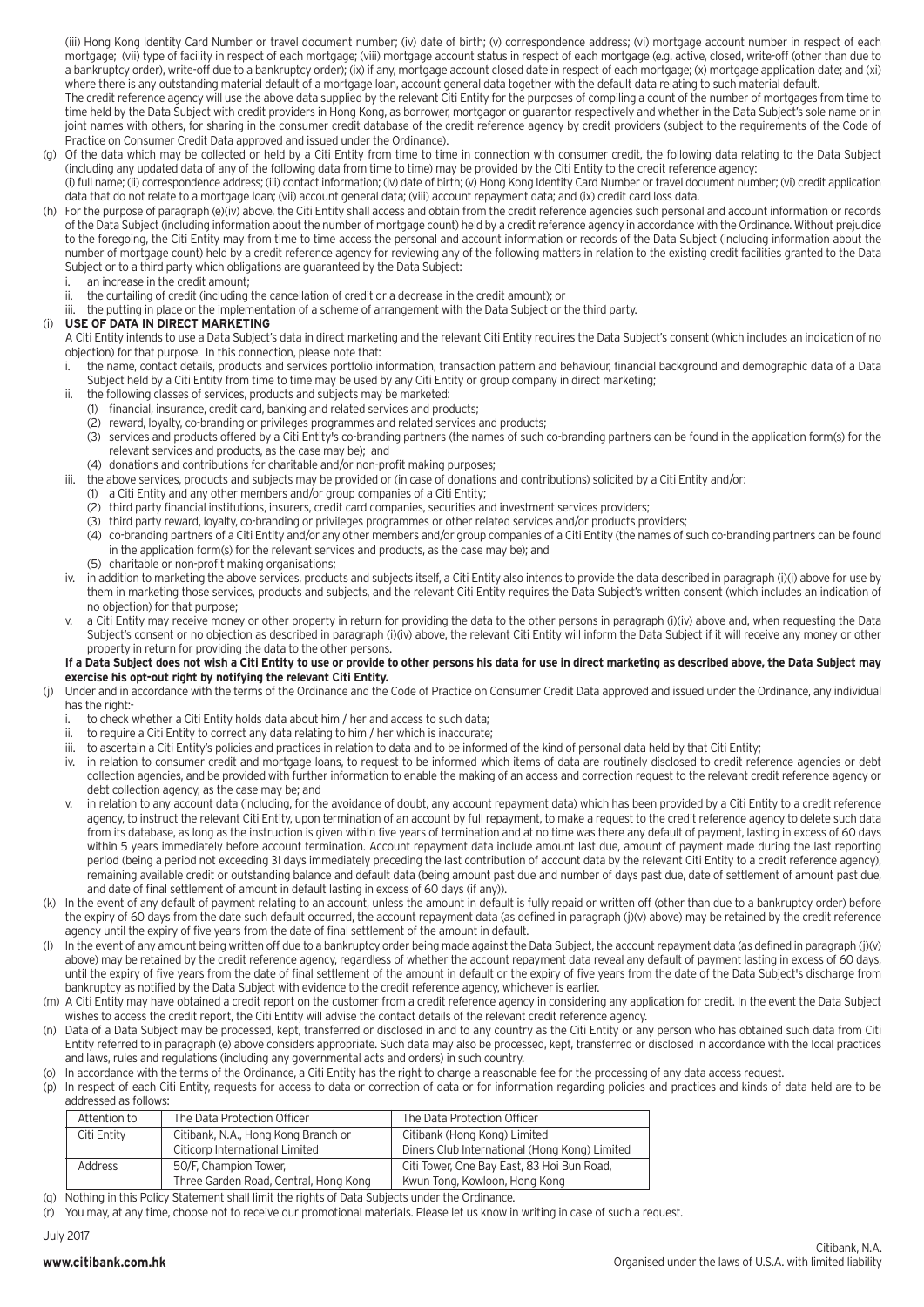(iii) Hong Kong Identity Card Number or travel document number; (iv) date of birth; (v) correspondence address; (vi) mortgage account number in respect of each mortgage; (vii) type of facility in respect of each mortgage; (viii) mortgage account status in respect of each mortgage (e.g. active, closed, write-off (other than due to a bankruptcy order), write-off due to a bankruptcy order); (ix) if any, mortgage account closed date in respect of each mortgage; (x) mortgage application date; and (xi) where there is any outstanding material default of a mortgage loan, account general data together with the default data relating to such material default.

The credit reference agency will use the above data supplied by the relevant Citi Entity for the purposes of compiling a count of the number of mortgages from time to time held by the Data Subject with credit providers in Hong Kong, as borrower, mortgagor or guarantor respectively and whether in the Data Subject's sole name or in joint names with others, for sharing in the consumer credit database of the credit reference agency by credit providers (subject to the requirements of the Code of Practice on Consumer Credit Data approved and issued under the Ordinance).

(g) Of the data which may be collected or held by a Citi Entity from time to time in connection with consumer credit, the following data relating to the Data Subject (including any updated data of any of the following data from time to time) may be provided by the Citi Entity to the credit reference agency:
(i) full name; (ii) correspondence address; (iii) contact information; (iv) date of birth; (v) Hong Kong Identity Card Number or travel document number; (vi) credit application data that do not relate to a mortgage loan; (vii) account general data; (viii) account repayment data; and (ix) credit card loss data.

(h) For the purpose of paragraph (e)(iv) above, the Citi Entity shall access and obtain from the credit reference agencies such personal and account information or records of the Data Subject (including information about the number of mortgage count) held by a credit reference agency in accordance with the Ordinance. Without prejudice to the foregoing, the Citi Entity may from time to time access the personal and account information or records of the Data Subject (including information about the number of mortgage count) held by a credit reference agency for reviewing any of the following matters in relation to the existing credit facilities granted to the Data Subject or to a third party which obligations are guaranteed by the Data Subject:
   i. an increase in the credit amount;
   ii. the curtailing of credit (including the cancellation of credit or a decrease in the credit amount); or
   iii. the putting in place or the implementation of a scheme of arrangement with the Data Subject or the third party.

(i) **USE OF DATA IN DIRECT MARKETING**
A Citi Entity intends to use a Data Subject's data in direct marketing and the relevant Citi Entity requires the Data Subject's consent (which includes an indication of no objection) for that purpose. In this connection, please note that:
   i. the name, contact details, products and services portfolio information, transaction pattern and behaviour, financial background and demographic data of a Data Subject held by a Citi Entity from time to time may be used by any Citi Entity or group company in direct marketing;
   ii. the following classes of services, products and subjects may be marketed:
      (1) financial, insurance, credit card, banking and related services and products;
      (2) reward, loyalty, co-branding or privileges programmes and related services and products;
      (3) services and products offered by a Citi Entity's co-branding partners (the names of such co-branding partners can be found in the application form(s) for the relevant services and products, as the case may be); and
      (4) donations and contributions for charitable and/or non-profit making purposes;
   iii. the above services, products and subjects may be provided or (in case of donations and contributions) solicited by a Citi Entity and/or:
      (1) a Citi Entity and any other members and/or group companies of a Citi Entity;
      (2) third party financial institutions, insurers, credit card companies, securities and investment services providers;
      (3) third party reward, loyalty, co-branding or privileges programmes or other related services and/or products providers;
      (4) co-branding partners of a Citi Entity and/or any other members and/or group companies of a Citi Entity (the names of such co-branding partners can be found in the application form(s) for the relevant services and products, as the case may be); and
      (5) charitable or non-profit making organisations;
   iv. in addition to marketing the above services, products and subjects itself, a Citi Entity also intends to provide the data described in paragraph (i)(i) above for use by them in marketing those services, products and subjects, and the relevant Citi Entity requires the Data Subject's written consent (which includes an indication of no objection) for that purpose;
   v. a Citi Entity may receive money or other property in return for providing the data to the other persons in paragraph (i)(iv) above and, when requesting the Data Subject's consent or no objection as described in paragraph (i)(iv) above, the relevant Citi Entity will inform the Data Subject if it will receive any money or other property in return for providing the data to the other persons.

**If a Data Subject does not wish a Citi Entity to use or provide to other persons his data for use in direct marketing as described above, the Data Subject may exercise his opt-out right by notifying the relevant Citi Entity.**

(j) Under and in accordance with the terms of the Ordinance and the Code of Practice on Consumer Credit Data approved and issued under the Ordinance, any individual has the right:-
   i. to check whether a Citi Entity holds data about him / her and access to such data;
   ii. to require a Citi Entity to correct any data relating to him / her which is inaccurate;
   iii. to ascertain a Citi Entity's policies and practices in relation to data and to be informed of the kind of personal data held by that Citi Entity;
   iv. in relation to consumer credit and mortgage loans, to request to be informed which items of data are routinely disclosed to credit reference agencies or debt collection agencies, and be provided with further information to enable the making of an access and correction request to the relevant credit reference agency or debt collection agency, as the case may be; and
   v. in relation to any account data (including, for the avoidance of doubt, any account repayment data) which has been provided by a Citi Entity to a credit reference agency, to instruct the relevant Citi Entity, upon termination of an account by full repayment, to make a request to the credit reference agency to delete such data from its database, as long as the instruction is given within five years of termination and at no time was there any default of payment, lasting in excess of 60 days within 5 years immediately before account termination. Account repayment data include amount last due, amount of payment made during the last reporting period (being a period not exceeding 31 days immediately preceding the last contribution of account data by the relevant Citi Entity to a credit reference agency), remaining available credit or outstanding balance and default data (being amount past due and number of days past due, date of settlement of amount past due, and date of final settlement of amount in default lasting in excess of 60 days (if any)).

(k) In the event of any default of payment relating to an account, unless the amount in default is fully repaid or written off (other than due to a bankruptcy order) before the expiry of 60 days from the date such default occurred, the account repayment data (as defined in paragraph (j)(v) above) may be retained by the credit reference agency until the expiry of five years from the date of final settlement of the amount in default.

(l) In the event of any amount being written off due to a bankruptcy order being made against the Data Subject, the account repayment data (as defined in paragraph (j)(v) above) may be retained by the credit reference agency, regardless of whether the account repayment data reveal any default of payment lasting in excess of 60 days, until the expiry of five years from the date of final settlement of the amount in default or the expiry of five years from the date of the Data Subject's discharge from bankruptcy as notified by the Data Subject with evidence to the credit reference agency, whichever is earlier.

(m) A Citi Entity may have obtained a credit report on the customer from a credit reference agency in considering any application for credit. In the event the Data Subject wishes to access the credit report, the Citi Entity will advise the contact details of the relevant credit reference agency.

(n) Data of a Data Subject may be processed, kept, transferred or disclosed in and to any country as the Citi Entity or any person who has obtained such data from Citi Entity referred to in paragraph (e) above considers appropriate. Such data may also be processed, kept, transferred or disclosed in accordance with the local practices and laws, rules and regulations (including any governmental acts and orders) in such country.

(o) In accordance with the terms of the Ordinance, a Citi Entity has the right to charge a reasonable fee for the processing of any data access request.

(p) In respect of each Citi Entity, requests for access to data or correction of data or for information regarding policies and practices and kinds of data held are to be addressed as follows:

| Attention to | The Data Protection Officer | The Data Protection Officer |
|---|---|---|
| Citi Entity | Citibank, N.A., Hong Kong Branch or Citicorp International Limited | Citibank (Hong Kong) Limited Diners Club International (Hong Kong) Limited |
| Address | 50/F, Champion Tower, Three Garden Road, Central, Hong Kong | Citi Tower, One Bay East, 83 Hoi Bun Road, Kwun Tong, Kowloon, Hong Kong |

(q) Nothing in this Policy Statement shall limit the rights of Data Subjects under the Ordinance.

(r) You may, at any time, choose not to receive our promotional materials. Please let us know in writing in case of such a request.

July 2017

**www.citibank.com.hk**

Citibank, N.A.
Organised under the laws of U.S.A. with limited liability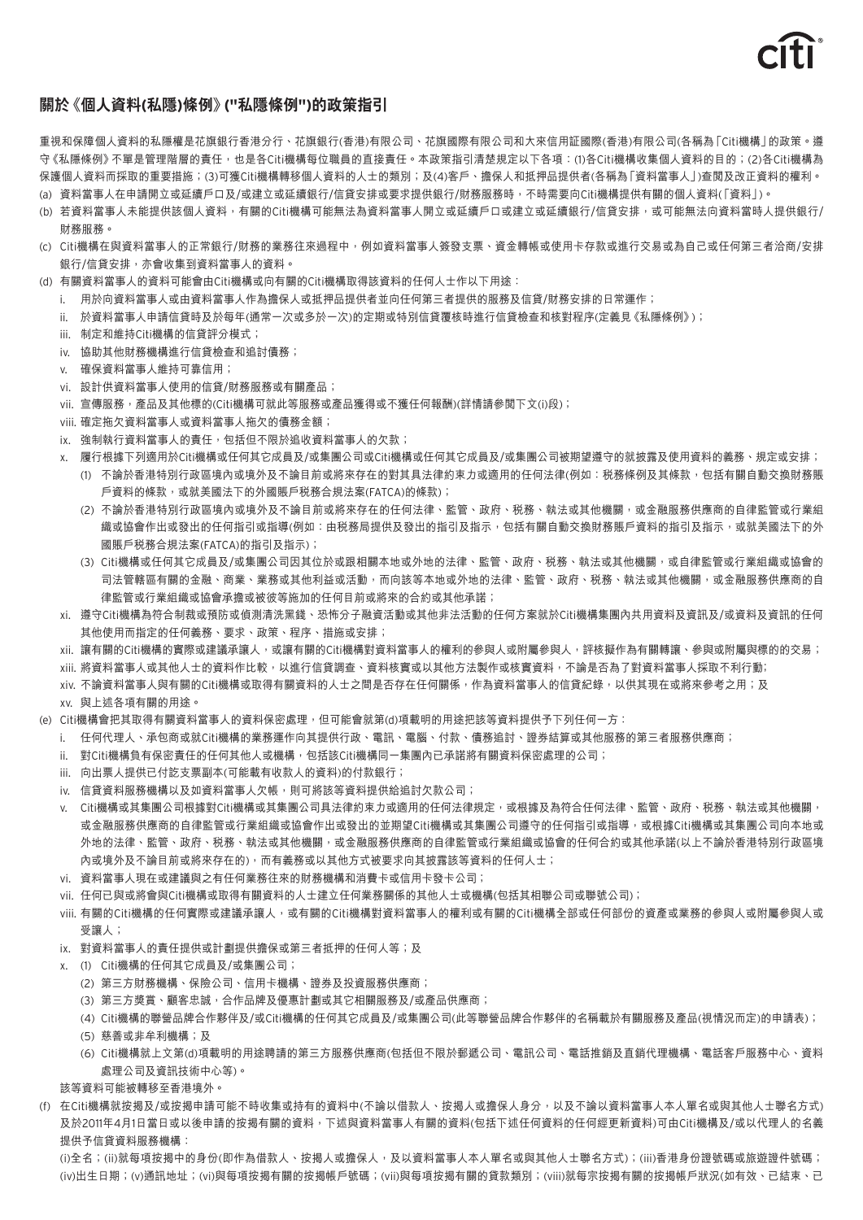## 關於《個人資料(私隱)條例》("私隱條例")的政策指引

重視和保障個人資料的私隱權是花旗銀行香港分行、花旗銀行(香港)有限公司、花旗國際有限公司和大來信用証國際(香港)有限公司(各稱為「Citi機構」)的政策。遵守《私隱條例》不單是管理階層的責任，也是各Citi機構每位職員的直接責任。本政策指引清楚規定以下各項：(1)各Citi機構收集個人資料的目的；(2)各Citi機構為保護個人資料而採取的重要措施；(3)可獲Citi機構轉移個人資料的人士的類別；及(4)客戶、擔保人和抵押品提供者(各稱為「資料當事人」)查閱及改正資料的權利。

(a) 資料當事人在申請開立或延續戶口及/或建立或延續銀行/信貸安排或要求提供銀行/財務服務時，不時需要向Citi機構提供有關的個人資料(「資料」)。

(b) 若資料當事人未能提供該個人資料，有關的Citi機構可能無法為資料當事人開立或延續戶口或建立或延續銀行/信貸安排，或可能無法向資料當時人提供銀行/財務服務。

(c) Citi機構在與資料當事人的正常銀行/財務的業務往來過程中，例如資料當事人簽發支票、資金轉帳或使用卡存款或進行交易或為自己或任何第三者洽商/安排銀行/信貸安排，亦會收集到資料當事人的資料。

(d) 有關資料當事人的資料可能會由Citi機構或向有關的Citi機構取得該資料的任何人士作以下用途：
   i. 用於向資料當事人或由資料當事人作為擔保人或抵押品提供者並向任何第三者提供的服務及信貸/財務安排的日常運作；
   ii. 於資料當事人申請信貸時及於每年(通常一次或多於一次)的定期或特別信貸覆核時進行信貸檢查和核對程序(定義見《私隱條例》)；
   iii. 制定和維持Citi機構的信貸評分模式；
   iv. 協助其他財務機構進行信貸檢查和追討債務；
   v. 確保資料當事人維持可靠信用；
   vi. 設計供資料當事人使用的信貸/財務服務或有關產品；
   vii. 宣傳服務，產品及其他標的(Citi機構可就此等服務或產品獲得或不獲任何報酬)(詳情請參閱下文(i)段)；
   viii. 確定拖欠資料當事人或資料當事人拖欠的債務金額；
   ix. 強制執行資料當事人的責任，包括但不限於追收資料當事人的欠款；
   x. 履行根據下列適用於Citi機構或任何其它成員及/或集團公司或Citi機構或任何其它成員及/或集團公司被期望遵守的就披露及使用資料的義務、規定或安排；
      (1) 不論於香港特別行政區境內或境外及不論目前或將來存在的對其具法律約束力或適用的任何法律(例如：稅務條例及其條款，包括有關自動交換財務賬戶資料的條款，或就美國法下的外國賬戶稅務合規法案(FATCA)的條款)；
      (2) 不論於香港特別行政區境內或境外及不論目前或將來存在的任何法律、監管、政府、稅務、執法或其他機關，或金融服務供應商的自律監管或行業組織或協會作出或發出的任何指引或指導(例如：由稅務局提供及發出的指引及指示，包括有關自動交換財務賬戶資料的指引及指示，或就美國法下的外國賬戶稅務合規法案(FATCA)的指引及指示)；
      (3) Citi機構或任何其它成員及/或集團公司因其位於或跟相關本地或外地的法律、監管、政府、稅務、執法或其他機關，或自律監管或行業組織或協會的司法管轄區有關的金融、商業、業務或其他利益或活動，而向該等本地或外地的法律、監管、政府、稅務、執法或其他機關，或金融服務供應商的自律監管或行業組織或協會承擔或被彼等施加的任何目前或將來的合約或其他承諾；
   xi. 遵守Citi機構為符合制裁或預防或偵測清洗黑錢、恐怖分子融資活動或其他非法活動的任何方案就於Citi機構集團內共用資料及資訊及/或資料及資訊的任何其他使用而指定的任何義務、要求、政策、程序、措施或安排；
   xii. 讓有關的Citi機構的實際或建議承讓人，或讓有關的Citi機構對資料當事人的權利的參與人或附屬參與人，評核擬作為有關轉讓、參與或附屬與標的的交易；
   xiii. 將資料當事人或其他人士的資料作比較，以進行信貸調查、資料核實或以其他方法製作或核實資料，不論是否為了對資料當事人採取不利行動；
   xiv. 不論資料當事人與有關的Citi機構或取得有關資料的人士之間是否存在任何關係，作為資料當事人的信貸紀錄，以供其現在或將來參考之用；及
   xv. 與上述各項有關的用途。

(e) Citi機構會把其取得有關資料當事人的資料保密處理，但可能會就第(d)項載明的用途把該等資料提供予下列任何一方：
   i. 任何代理人、承包商或就Citi機構的業務運作向其提供行政、電訊、電腦、付款、債務追討、證券結算或其他服務的第三者服務供應商；
   ii. 對Citi機構負有保密責任的任何其他人或機構，包括該Citi機構同一集團內已承諾將有關資料保密處理的公司；
   iii. 向出票人提供已付訖支票副本(可能載有收款人的資料)的付款銀行；
   iv. 信貸資料服務機構以及如資料當事人欠帳，則可將該等資料提供給追討欠款公司；
   v. Citi機構或其集團公司根據對Citi機構或其集團公司具法律約束力或適用的任何法律規定，或根據及為符合任何法律、監管、政府、稅務、執法或其他機關，或金融服務供應商的自律監管或行業組織或協會作出或發出的並期望Citi機構或其集團公司遵守的任何指引或指導，或根據Citi機構或其集團公司向本地或外地的法律、監管、政府、稅務、執法或其他機關，或金融服務供應商的自律監管或行業組織或協會的任何合約或其他承諾(以上不論於香港特別行政區境內或境外及不論目前或將來存在的)，而有義務或以其他方式被要求向其披露該等資料的任何人士；
   vi. 資料當事人現在或建議與之有任何業務往來的財務機構和消費卡或信用卡發卡公司；
   vii. 任何已與或將會與Citi機構或取得有關資料的人士建立任何業務關係的其他人士或機構(包括其相聯公司或聯號公司)；
   viii. 有關的Citi機構的任何實際或建議承讓人，或有關的Citi機構對資料當事人的權利或有關的Citi機構全部或任何部份的資產或業務的參與人或附屬參與人或受讓人；
   ix. 對資料當事人的責任提供或計劃提供擔保或第三者抵押的任何人等；及
   x. (1) Citi機構的任何其它成員及/或集團公司；
      (2) 第三方財務機構、保險公司、信用卡機構、證券及投資服務供應商；
      (3) 第三方獎賞、顧客忠誠，合作品牌及優惠計劃或其它相關服務及/或產品供應商；
      (4) Citi機構的聯營品牌合作夥伴及/或Citi機構的任何其它成員及/或集團公司(此等聯營品牌合作夥伴的名稱載於有關服務及產品(視情況而定)的申請表)；
      (5) 慈善或非牟利機構；及
      (6) Citi機構就上文第(d)項載明的用途聘請的第三方服務供應商(包括但不限於郵遞公司、電訊公司、電話推銷及直銷代理機構、電話客戶服務中心、資料處理公司及資訊技術中心等)。

   該等資料可能被轉移至香港境外。

(f) 在Citi機構就按揭及/或按揭申請可能不時收集或持有的資料中(不論以借款人、按揭人或擔保人身分，以及不論以資料當事人本人單名或與其他人士聯名方式)及於2011年4月1日當日或以後申請的按揭有關的資料，下述與資料當事人有關的資料(包括下述任何資料的任何經更新資料)可由Citi機構及/或以代理人的名義提供予信貸資料服務機構：

   (i)全名；(ii)就每項按揭中的身份(即作為借款人、按揭人或擔保人，及以資料當事人本人單名或與其他人士聯名方式)；(iii)香港身份證號碼或旅遊證件號碼；(iv)出生日期；(v)通訊地址；(vi)與每項按揭有關的按揭帳戶號碼；(vii)與每項按揭有關的貸款類別；(viii)就每宗按揭有關的按揭帳戶狀況(如有效、已結束、已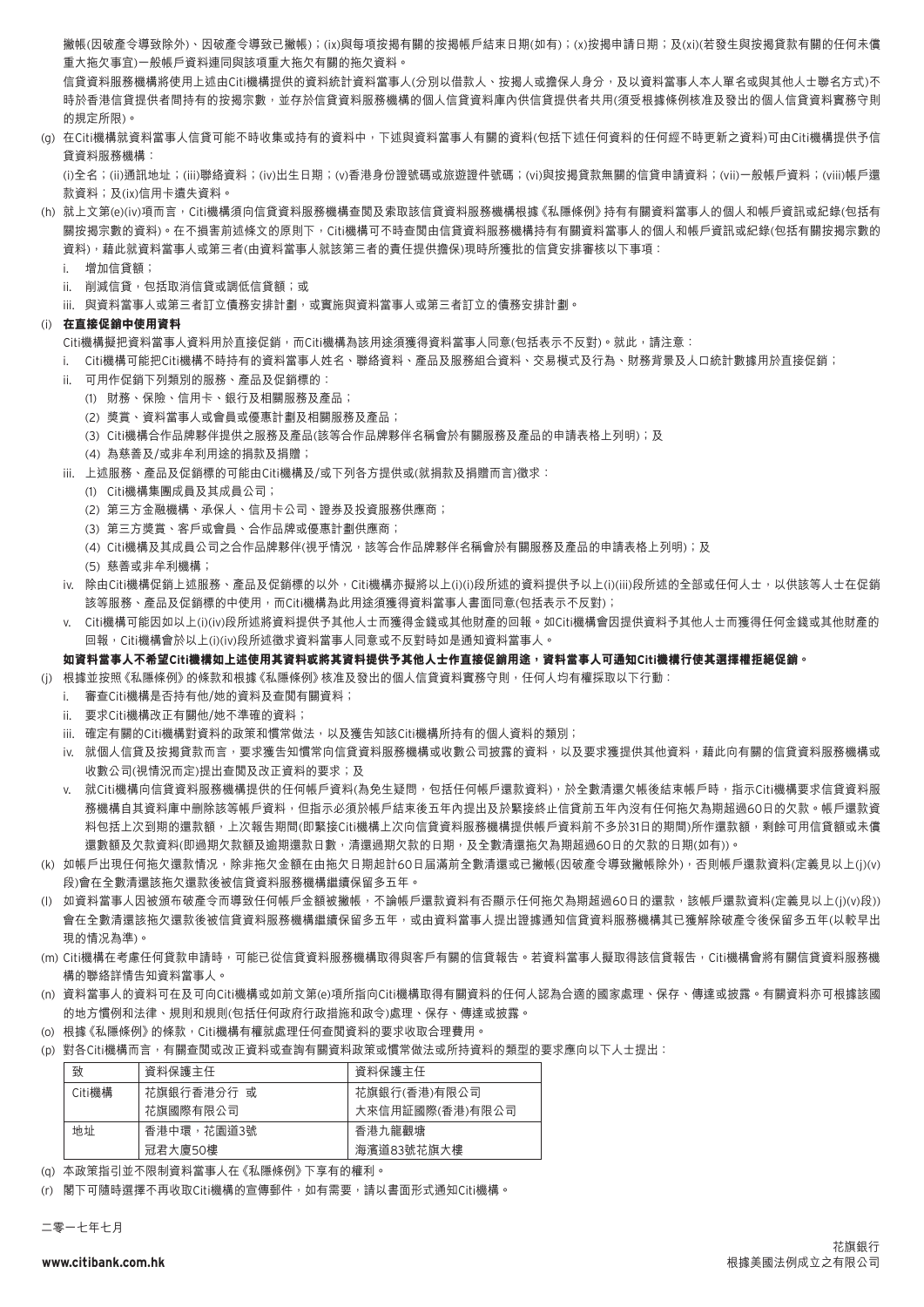撇帳(因破產令導致除外)、因破產令導致已撇帳)；(ix)與每項按揭有關的按揭帳戶結束日期(如有)；(x)按揭申請日期；及(xi)(若發生與按揭貸款有關的任何未償重大拖欠事宜)一般帳戶資料連同與該項重大拖欠有關的拖欠資料。

信貸資料服務機構將使用上述由Citi機構提供的資料統計資料當事人(分別以借款人、按揭人或擔保人身分，及以資料當事人本人單名或與其他人士聯名方式)不時於香港信貸提供者間持有的按揭宗數，並存於信貸資料服務機構的個人信貸資料庫內供信貸提供者共用(須受根據條例核准及發出的個人信貸資料實務守則的規定所限)。

(g) 在Citi機構就資料當事人信貸可能不時收集或持有的資料中，下述與資料當事人有關的資料(包括下述任何資料的任何經不時更新之資料)可由Citi機構提供予信貸資料服務機構：

(i)全名；(ii)通訊地址；(iii)聯絡資料；(iv)出生日期；(v)香港身份證號碼或旅遊證件號碼；(vi)與按揭貸款無關的信貸申請資料；(vii)一般帳戶資料；(viii)帳戶還款資料；及(ix)信用卡遺失資料。

(h) 就上文第(e)(iv)項而言，Citi機構須向信貸資料服務機構查閱及索取該信貸資料服務機構根據《私隱條例》持有有關資料當事人的個人和帳戶資訊或紀錄(包括有關按揭宗數的資料)。在不損害前述條文的原則下，Citi機構可不時查閱由信貸資料服務機構持有有關資料當事人的個人和帳戶資訊或紀錄(包括有關按揭宗數的資料)，藉此就資料當事人或第三者(由資料當事人就該第三者的責任提供擔保)現時所獲批的信貸安排審核以下事項：

i. 增加信貸額；
ii. 削減信貸，包括取消信貸或調低信貸額；或
iii. 與資料當事人或第三者訂立債務安排計劃，或實施與資料當事人或第三者訂立的債務安排計劃。

(i) **在直接促銷中使用資料**

Citi機構擬把資料當事人資料用於直接促銷，而Citi機構為該用途須獲得資料當事人同意(包括表示不反對)。就此，請注意：

i. Citi機構可能把Citi機構不時持有的資料當事人姓名、聯絡資料、產品及服務組合資料、交易模式及行為、財務背景及人口統計數據用於直接促銷；
ii. 可用作促銷下列類別的服務、產品及促銷標的：
   (1) 財務、保險、信用卡、銀行及相關服務及產品；
   (2) 獎賞、資料當事人或會員或優惠計劃及相關服務及產品；
   (3) Citi機構合作品牌夥伴提供之服務及產品(該等合作品牌夥伴名稱會於有關服務及產品的申請表格上列明)；及
   (4) 為慈善及/或非牟利用途的捐款及捐贈；
iii. 上述服務、產品及促銷標的可能由Citi機構及/或下列各方提供或(就捐款及捐贈而言)徵求：
   (1) Citi機構集團成員及其成員公司；
   (2) 第三方金融機構、承保人、信用卡公司、證券及投資服務供應商；
   (3) 第三方獎賞、客戶或會員、合作品牌或優惠計劃供應商；
   (4) Citi機構及其成員公司之合作品牌夥伴(視乎情況，該等合作品牌夥伴名稱會於有關服務及產品的申請表格上列明)；及
   (5) 慈善或非牟利機構；
iv. 除由Citi機構促銷上述服務、產品及促銷標的以外，Citi機構亦擬將以上(i)(i)段所述的資料提供予以上(i)(iii)段所述的全部或任何人士，以供該等人士在促銷該等服務、產品及促銷標的中使用，而Citi機構為此用途須獲得資料當事人書面同意(包括表示不反對)；
v. Citi機構可能因如以上(i)(iv)段所述將資料提供予其他人士而獲得金錢或其他財產的回報。如Citi機構會因提供資料予其他人士而獲得任何金錢或其他財產的回報，Citi機構會於以上(i)(iv)段所述徵求資料當事人同意或不反對時如是通知資料當事人。

**如資料當事人不希望Citi機構如上述使用其資料或將其資料提供予其他人士作直接促銷用途，資料當事人可通知Citi機構行使其選擇權拒絕促銷。**

(j) 根據並按照《私隱條例》的條款和根據《私隱條例》核准及發出的個人信貸資料實務守則，任何人均有權採取以下行動：

i. 審查Citi機構是否持有他/她的資料及查閱有關資料；
ii. 要求Citi機構改正有關他/她不準確的資料；
iii. 確定有關的Citi機構對資料的政策和慣常做法，以及獲告知該Citi機構所持有的個人資料的類別；
iv. 就個人信貸及按揭貸款而言，要求獲告知慣常向信貸資料服務機構或收數公司披露的資料，以及要求獲提供其他資料，藉此向有關的信貸資料服務機構或收數公司(視情況而定)提出查閱及改正資料的要求；及
v. 就Citi機構向信貸資料服務機構提供的任何帳戶資料(為免生疑問，包括任何帳戶還款資料)，於全數清還欠帳後結束帳戶時，指示Citi機構要求信貸資料服務機構自其資料庫中刪除該等帳戶資料，但指示必須於帳戶結束後五年內提出及於緊接終止信貸前五年內沒有任何拖欠為期超過60日的欠款。帳戶還款資料包括上次到期的還款額，上次報告期間(即緊接Citi機構上次向信貸資料服務機構提供帳戶資料前不多於31日的期間)所作還款額，剩餘可用信貸額或未償還款額及欠款資料(即過期欠款額及逾期還款日數，清還過期欠款的日期，及全數清還拖欠為期超過60日的欠款的日期(如有))。

(k) 如帳戶出現任何拖欠還款情況，除非拖欠金額在由拖欠日期起計60日屆滿前全數清還或已撇帳(因破產令導致撇帳除外)，否則帳戶還款資料(定義見以上(j)(v)段)會在全數清還該拖欠還款後被信貸資料服務機構繼續保留多五年。

(l) 如資料當事人因被頒布破產令而導致任何帳戶金額被撇帳，不論帳戶還款資料有否顯示任何拖欠為期超過60日的還款，該帳戶還款資料(定義見以上(j)(v)段))會在全數清還該拖欠還款後被信貸資料服務機構繼續保留多五年，或由資料當事人提出證據通知信貸資料服務機構其已獲解除破產令後保留多五年(以較早出現的情況為準)。

(m) Citi機構在考慮任何貸款申請時，可能已從信貸資料服務機構取得與客戶有關的信貸報告。若資料當事人擬取得該信貸報告，Citi機構會將有關信貸資料服務機構的聯絡詳情告知資料當事人。

(n) 資料當事人的資料可在及可向Citi機構或如前文第(e)項所指向Citi機構取得有關資料的任何人認為合適的國家處理、保存、傳達或披露。有關資料亦可根據該國的地方慣例和法律、規則和規則(包括任何政府行政措施和政令)處理、保存、傳達或披露。

(o) 根據《私隱條例》的條款，Citi機構有權就處理任何查閱資料的要求收取合理費用。

(p) 對各Citi機構而言，有關查閱或改正資料或查詢有關資料政策或慣常做法或所持資料的類型的要求應向以下人士提出：

| 致 | 資料保護主任 | 資料保護主任 |
|---|---|---|
| Citi機構 | 花旗銀行香港分行 或<br>花旗國際有限公司 | 花旗銀行(香港)有限公司<br>大來信用証國際(香港)有限公司 |
| 地址 | 香港中環，花園道3號<br>冠君大廈50樓 | 香港九龍觀塘<br>海濱道83號花旗大樓 |

(q) 本政策指引並不限制資料當事人在《私隱條例》下享有的權利。

(r) 閣下可隨時選擇不再收取Citi機構的宣傳郵件，如有需要，請以書面形式通知Citi機構。

二零一七年七月

**www.citibank.com.hk**

花旗銀行
根據美國法例成立之有限公司